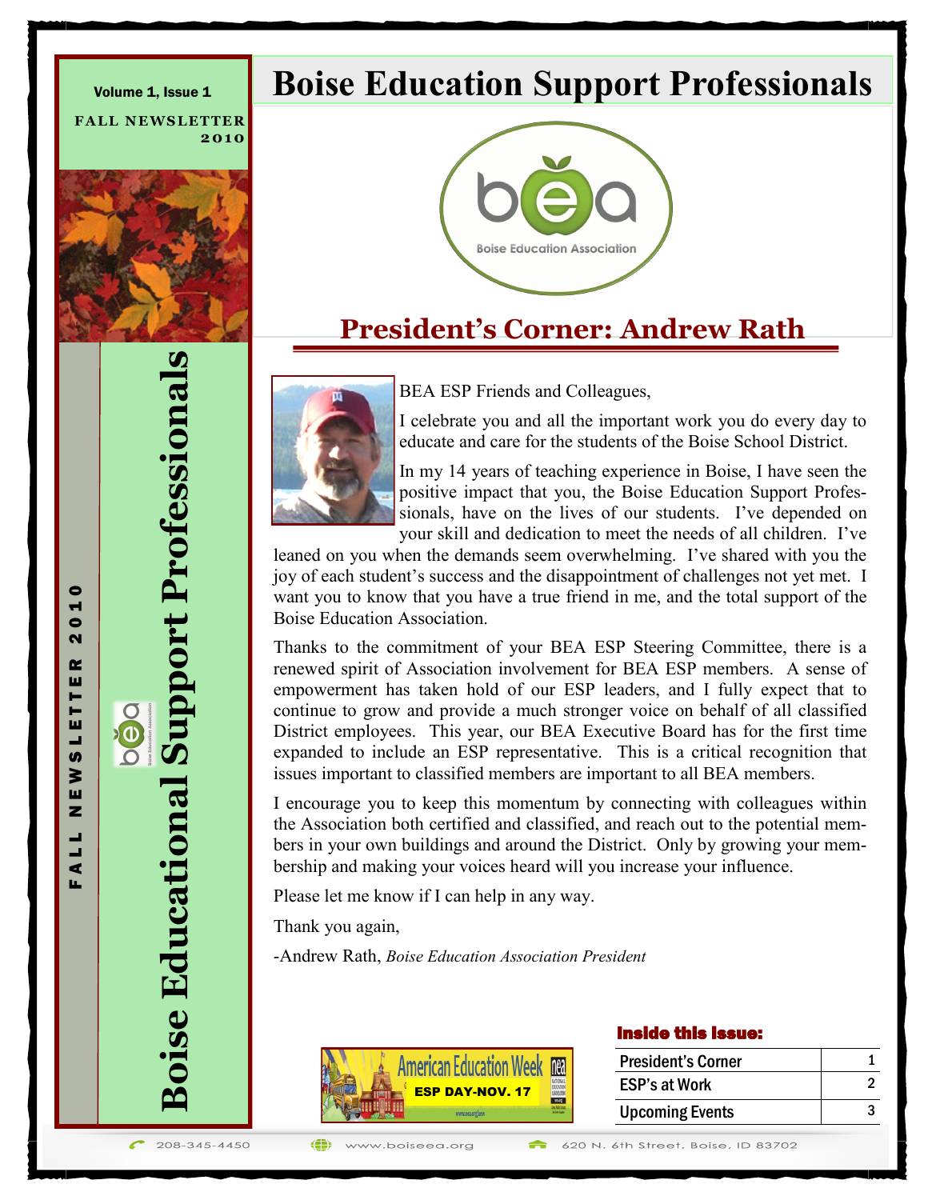Volume 1, Issue 1

FALL NEWSLETTER 2010

# Boise Education Support Professionals

Boise Education Association

## President's Corner: Andrew Rath

BEA ESP Friends and Colleagues,

I celebrate you and all the important work you do every day to educate and care for the students of the Boise School District.

In my 14 years of teaching experience in Boise, I have seen the positive impact that you, the Boise Education Support Professionals, have on the lives of our students. I've depended on your skill and dedication to meet the needs of all children. I've leaned on you when the demands seem overwhelming. I've shared with you the joy of each student's success and the disappointment of challenges not yet met. I want you to know that you have a true friend in me, and the total support of the Boise Education Association.

Thanks to the commitment of your BEA ESP Steering Committee, there is a renewed spirit of Association involvement for BEA ESP members. A sense of empowerment has taken hold of our ESP leaders, and I fully expect that to continue to grow and provide a much stronger voice on behalf of all classified District employees. This year, our BEA Executive Board has for the first time expanded to include an ESP representative. This is a critical recognition that issues important to classified members are important to all BEA members.

I encourage you to keep this momentum by connecting with colleagues within the Association both certified and classified, and reach out to the potential members in your own buildings and around the District. Only by growing your membership and making your voices heard will you increase your influence.

Please let me know if I can help in any way.

Thank you again,

-Andrew Rath, *Boise Education Association President*

American Education Week — ESP DAY-NOV. 17

### Inside this issue:

| | |
|---|---|
| President's Corner | 1 |
| ESP's at Work | 2 |
| Upcoming Events | 3 |

Boise Educational Support Professionals

208-345-4450 · www.boiseea.org · 620 N. 6th Street, Boise, ID 83702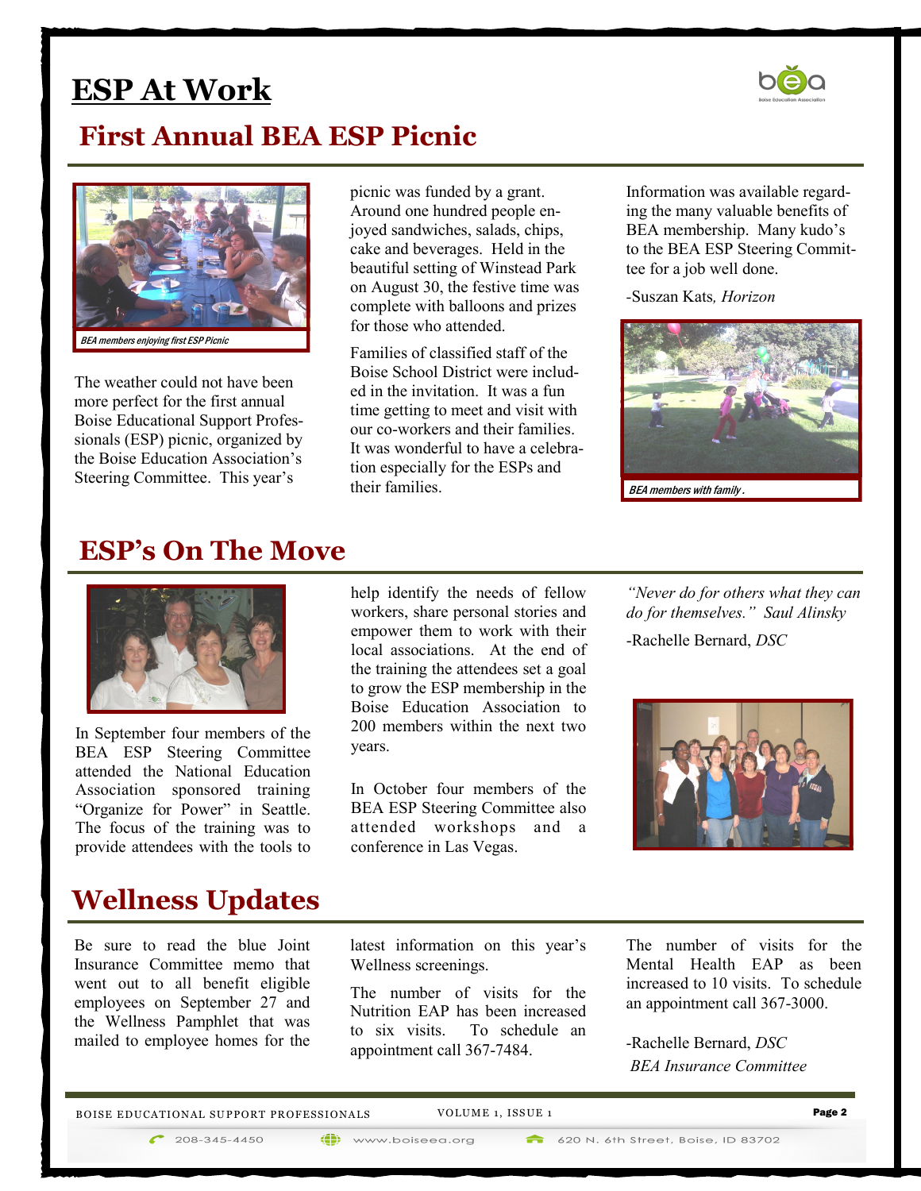# ESP At Work

## First Annual BEA ESP Picnic

*BEA members enjoying first ESP Picnic*

The weather could not have been more perfect for the first annual Boise Educational Support Professionals (ESP) picnic, organized by the Boise Education Association's Steering Committee. This year's picnic was funded by a grant. Around one hundred people enjoyed sandwiches, salads, chips, cake and beverages. Held in the beautiful setting of Winstead Park on August 30, the festive time was complete with balloons and prizes for those who attended.

Families of classified staff of the Boise School District were included in the invitation. It was a fun time getting to meet and visit with our co-workers and their families. It was wonderful to have a celebration especially for the ESPs and their families.

Information was available regarding the many valuable benefits of BEA membership. Many kudo's to the BEA ESP Steering Committee for a job well done.

-Suszan Kats*, Horizon*

*BEA members with family.*

## ESP's On The Move

In September four members of the BEA ESP Steering Committee attended the National Education Association sponsored training "Organize for Power" in Seattle. The focus of the training was to provide attendees with the tools to help identify the needs of fellow workers, share personal stories and empower them to work with their local associations. At the end of the training the attendees set a goal to grow the ESP membership in the Boise Education Association to 200 members within the next two years.

In October four members of the BEA ESP Steering Committee also attended workshops and a conference in Las Vegas.

*"Never do for others what they can do for themselves." Saul Alinsky*

-Rachelle Bernard, *DSC*

## Wellness Updates

Be sure to read the blue Joint Insurance Committee memo that went out to all benefit eligible employees on September 27 and the Wellness Pamphlet that was mailed to employee homes for the latest information on this year's Wellness screenings.

The number of visits for the Nutrition EAP has been increased to six visits. To schedule an appointment call 367-7484.

The number of visits for the Mental Health EAP as been increased to 10 visits. To schedule an appointment call 367-3000.

-Rachelle Bernard, *DSC*
*BEA Insurance Committee*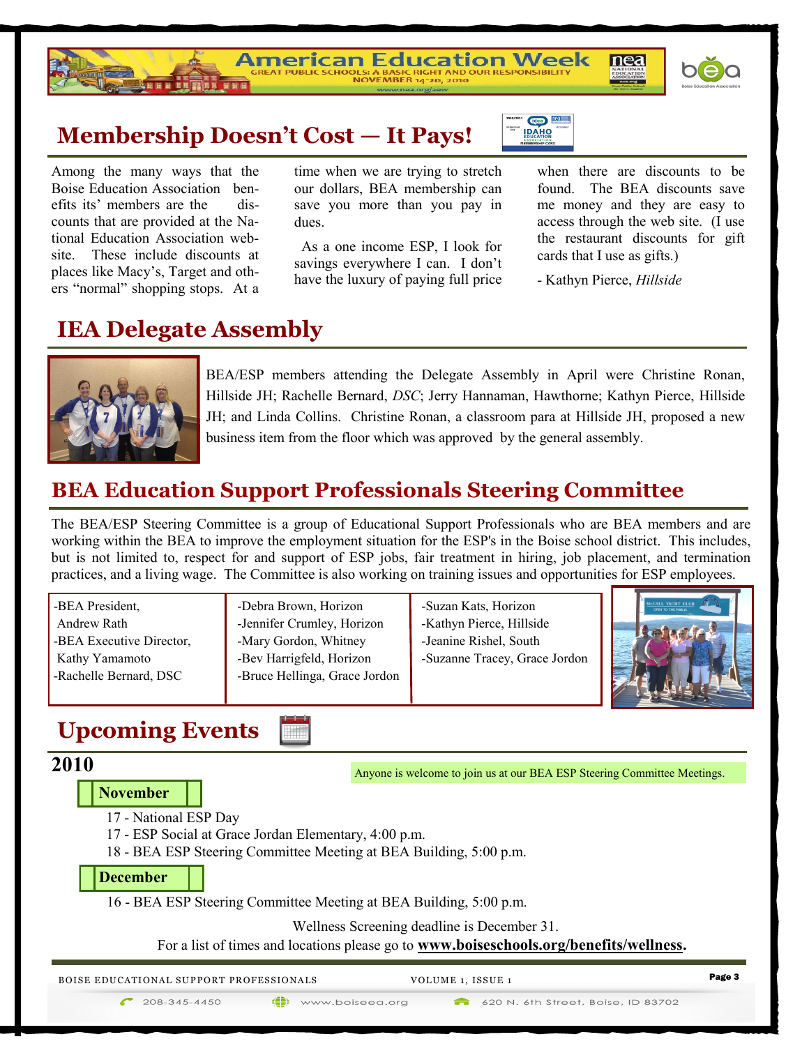# Membership Doesn't Cost — It Pays!

Among the many ways that the Boise Education Association benefits its' members are the discounts that are provided at the National Education Association web-site. These include discounts at places like Macy's, Target and others "normal" shopping stops. At a time when we are trying to stretch our dollars, BEA membership can save you more than you pay in dues.

As a one income ESP, I look for savings everywhere I can. I don't have the luxury of paying full price when there are discounts to be found. The BEA discounts save me money and they are easy to access through the web site. (I use the restaurant discounts for gift cards that I use as gifts.)

- Kathyn Pierce, *Hillside*

# IEA Delegate Assembly

BEA/ESP members attending the Delegate Assembly in April were Christine Ronan, Hillside JH; Rachelle Bernard, *DSC*; Jerry Hannaman, Hawthorne; Kathyn Pierce, Hillside JH; and Linda Collins. Christine Ronan, a classroom para at Hillside JH, proposed a new business item from the floor which was approved by the general assembly.

# BEA Education Support Professionals Steering Committee

The BEA/ESP Steering Committee is a group of Educational Support Professionals who are BEA members and are working within the BEA to improve the employment situation for the ESP's in the Boise school district. This includes, but is not limited to, respect for and support of ESP jobs, fair treatment in hiring, job placement, and termination practices, and a living wage. The Committee is also working on training issues and opportunities for ESP employees.

- BEA President, Andrew Rath
- BEA Executive Director, Kathy Yamamoto
- Rachelle Bernard, DSC
- Debra Brown, Horizon
- Jennifer Crumley, Horizon
- Mary Gordon, Whitney
- Bev Harrigfeld, Horizon
- Bruce Hellinga, Grace Jordon
- Suzan Kats, Horizon
- Kathyn Pierce, Hillside
- Jeanine Rishel, South
- Suzanne Tracey, Grace Jordon

# Upcoming Events

## 2010

Anyone is welcome to join us at our BEA ESP Steering Committee Meetings.

**November**

17 - National ESP Day
17 - ESP Social at Grace Jordan Elementary, 4:00 p.m.
18 - BEA ESP Steering Committee Meeting at BEA Building, 5:00 p.m.

**December**

16 - BEA ESP Steering Committee Meeting at BEA Building, 5:00 p.m.

Wellness Screening deadline is December 31.
For a list of times and locations please go to **www.boiseschools.org/benefits/wellness.**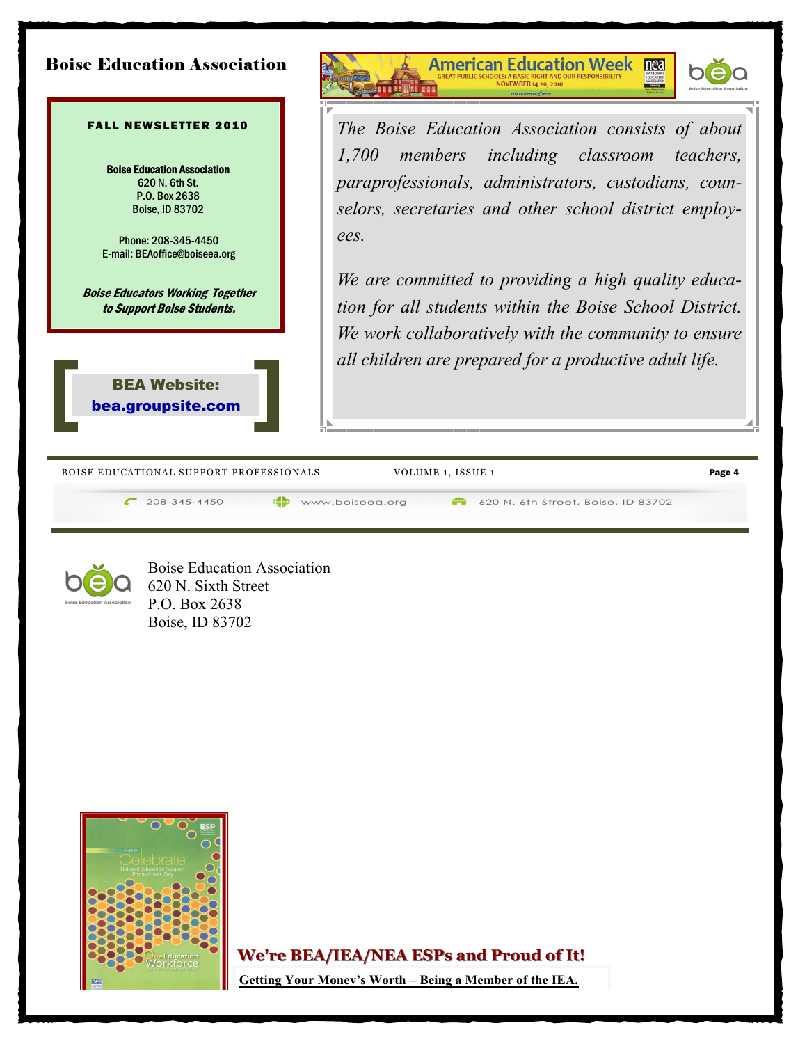# Boise Education Association

**FALL NEWSLETTER 2010**

**Boise Education Association**
620 N. 6th St.
P.O. Box 2638
Boise, ID 83702

Phone: 208-345-4450
E-mail: BEAoffice@boiseea.org

***Boise Educators Working Together to Support Boise Students.***

**BEA Website:**
**bea.groupsite.com**

American Education Week
GREAT PUBLIC SCHOOLS: A BASIC RIGHT AND OUR RESPONSIBILITY
NOVEMBER 14-20, 2010

*The Boise Education Association consists of about 1,700 members including classroom teachers, paraprofessionals, administrators, custodians, counselors, secretaries and other school district employees.*

*We are committed to providing a high quality education for all students within the Boise School District. We work collaboratively with the community to ensure all children are prepared for a productive adult life.*

208-345-4450 www.boiseea.org 620 N. 6th Street, Boise, ID 83702

Boise Education Association
620 N. Sixth Street
P.O. Box 2638
Boise, ID 83702

**We're BEA/IEA/NEA ESPs and Proud of It!**

**Getting Your Money's Worth – Being a Member of the IEA.**